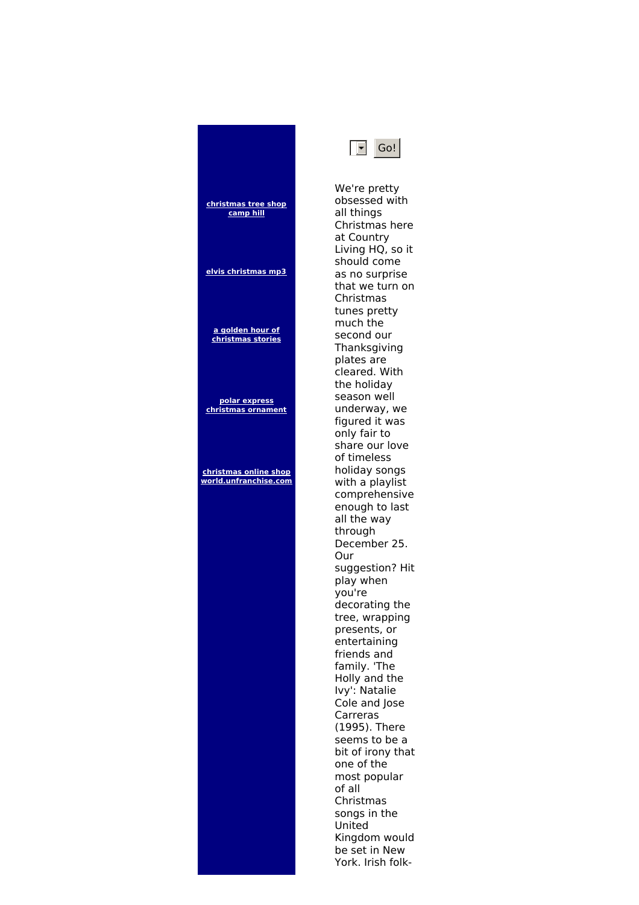**christmas tree shop camp hill**

**elvis christmas mp3**

**a golden hour of christmas stories**

**polar express christmas ornament**

**christmas online shop world.unfranchise.com**

Go!

We're pretty obsessed with all things Christmas here at Country Living HQ, so it should come as no surprise that we turn on Christmas tunes pretty much the second our Thanksgiving plates are cleared. With the holiday season well underway, we figured it was only fair to share our love of timeless holiday songs with a playlist comprehensive enough to last all the way through December 25. Our suggestion? Hit play when you're decorating the tree, wrapping presents, or entertaining friends and family. 'The Holly and the Ivy': Natalie Cole and Jose Carreras (1995). There seems to be a bit of irony that one of the most popular of all Christmas songs in the United Kingdom would be set in New York. Irish folk-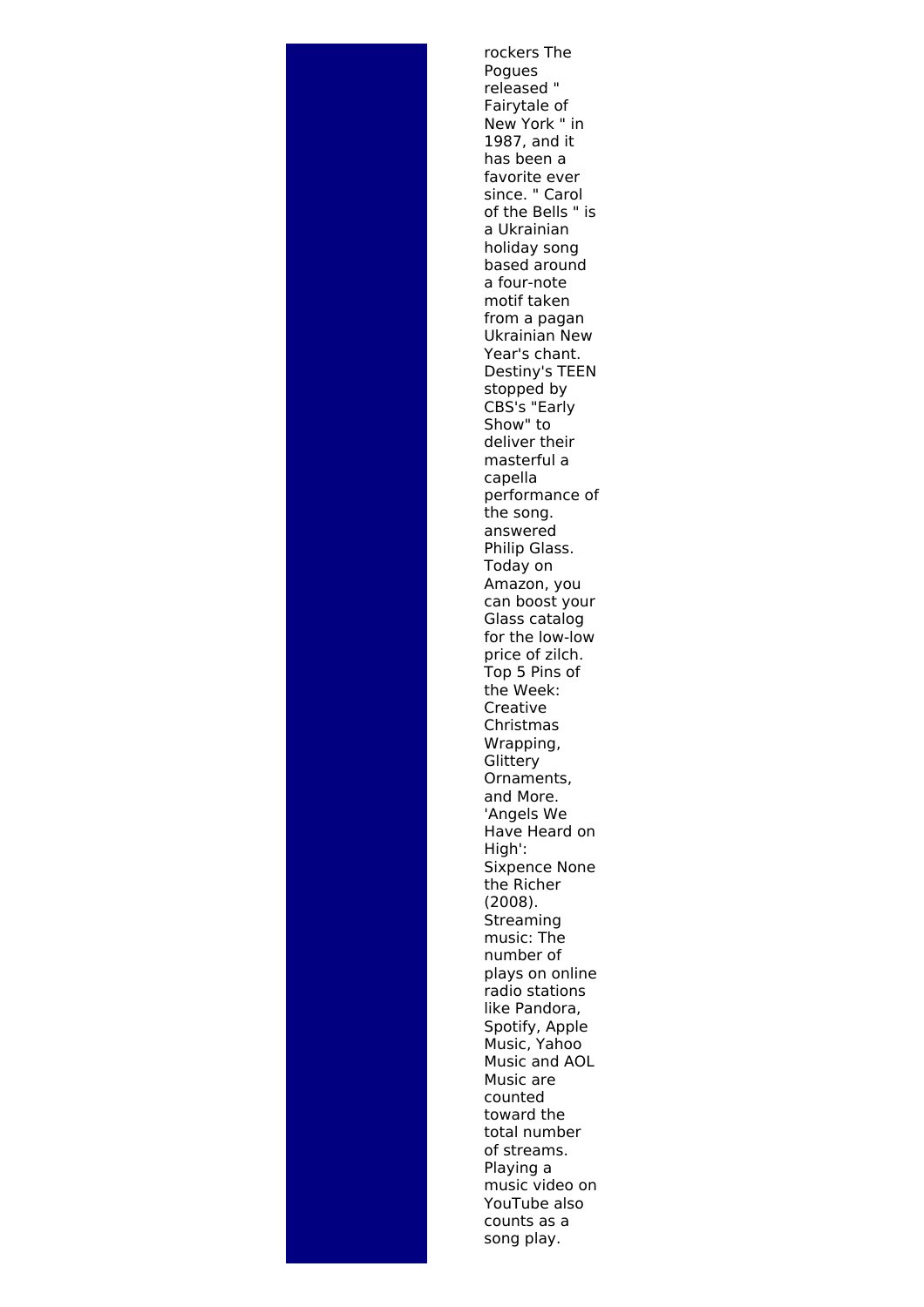rockers The Pogues released " Fairytale of New York " in 1987, and it has been a favorite ever since. " Carol of the Bells " is a Ukrainian holiday song based around a four-note motif taken from a pagan Ukrainian New Year's chant. Destiny's TEEN stopped by CBS's "Early Show" to deliver their masterful a capella performance of the song. answered Philip Glass. Today on Amazon, you can boost your Glass catalog for the low-low price of zilch. Top 5 Pins of the Week: Creative Christmas Wrapping, Glittery Ornaments, and More. 'Angels We Have Heard on High': Sixpence None the Richer (2008). Streaming music: The number of plays on online radio stations like Pandora, Spotify, Apple Music, Yahoo Music and AOL Music are counted toward the total number of streams. Playing a music video on YouTube also counts as a song play.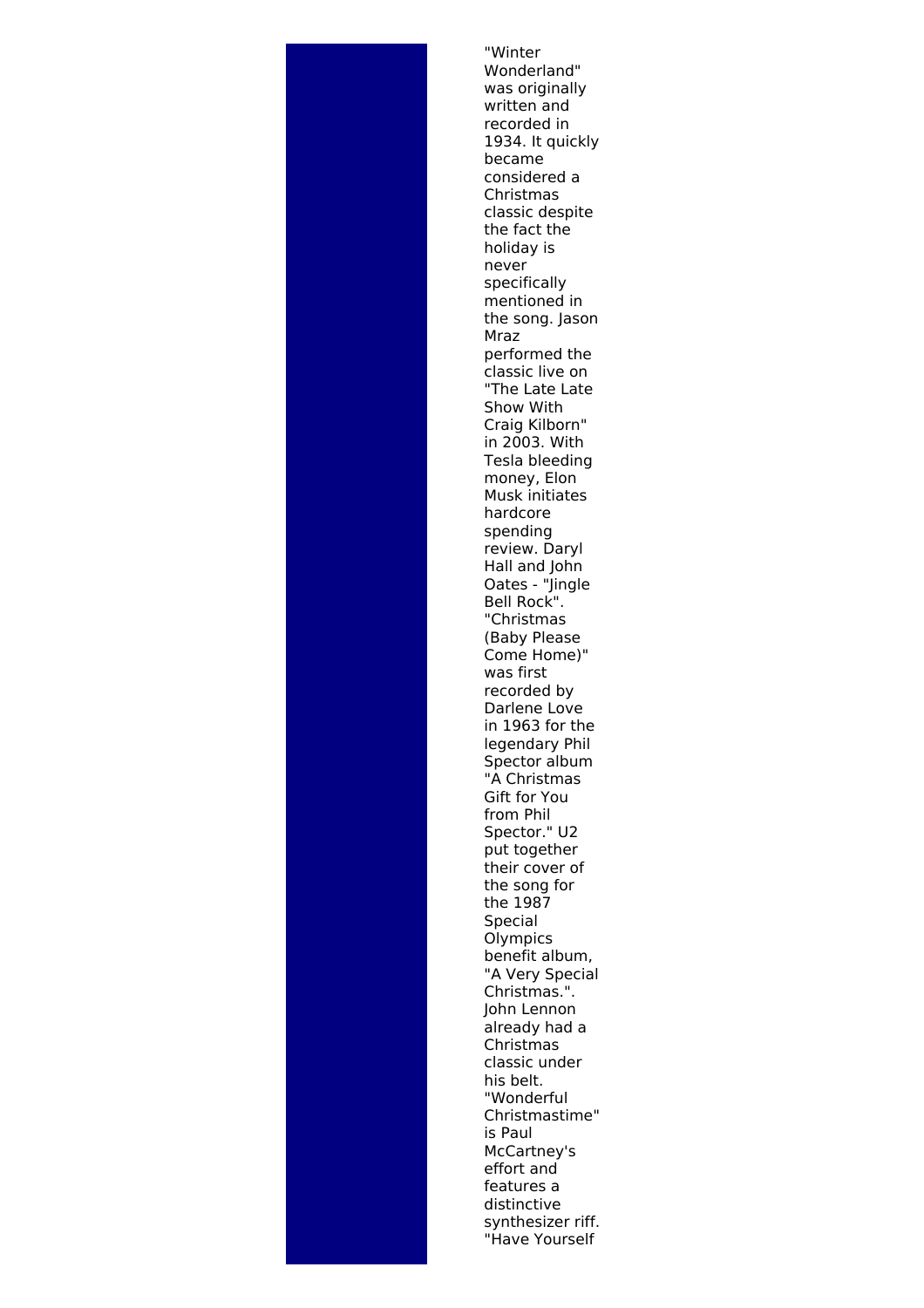"Winter Wonderland" was originally written and recorded in 1934. It quickly became considered a Christmas classic despite the fact the holiday is never specifically mentioned in the song. Jason Mraz performed the classic live on "The Late Late Show With Craig Kilborn" in 2003. With Tesla bleeding money, Elon Musk initiates hardcore spending review. Daryl Hall and John Oates - "Jingle Bell Rock". "Christmas (Baby Please Come Home)" was first recorded by Darlene Love in 1963 for the legendary Phil Spector album "A Christmas Gift for You from Phil Spector." U2 put together their cover of the song for the 1987 Special Olympics benefit album, "A Very Special Christmas.". John Lennon already had a Christmas classic under his belt. "Wonderful Christmastime" is Paul McCartney's effort and features a distinctive synthesizer riff. "Have Yourself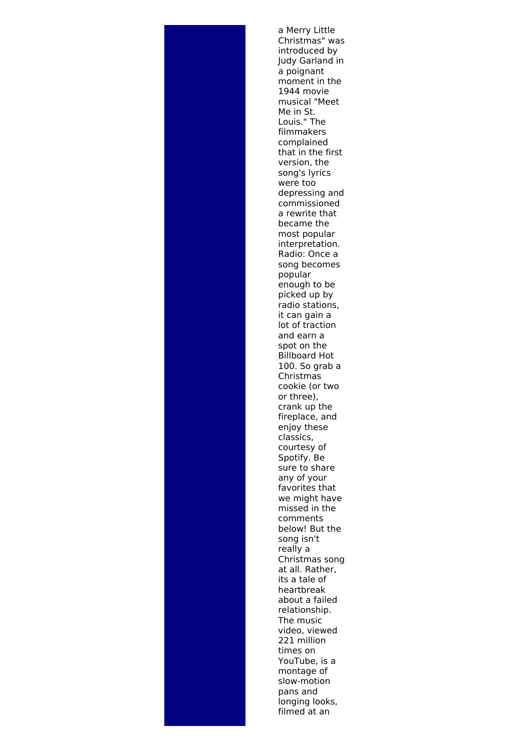a Merry Little Christmas" was introduced by Judy Garland in a poignant moment in the 1944 movie musical "Meet Me in St. Louis." The filmmakers complained that in the first version, the song's lyrics were too depressing and commissioned a rewrite that became the most popular interpretation. Radio: Once a song becomes popular enough to be picked up by radio stations, it can gain a lot of traction and earn a spot on the Billboard Hot 100. So grab a Christmas cookie (or two or three), crank up the fireplace, and enjoy these classics, courtesy of Spotify. Be sure to share any of your favorites that we might have missed in the comments below! But the song isn't really a Christmas song at all. Rather, its a tale of heartbreak about a failed relationship. The music video, viewed 221 million times on YouTube, is a montage of slow-motion pans and longing looks, filmed at an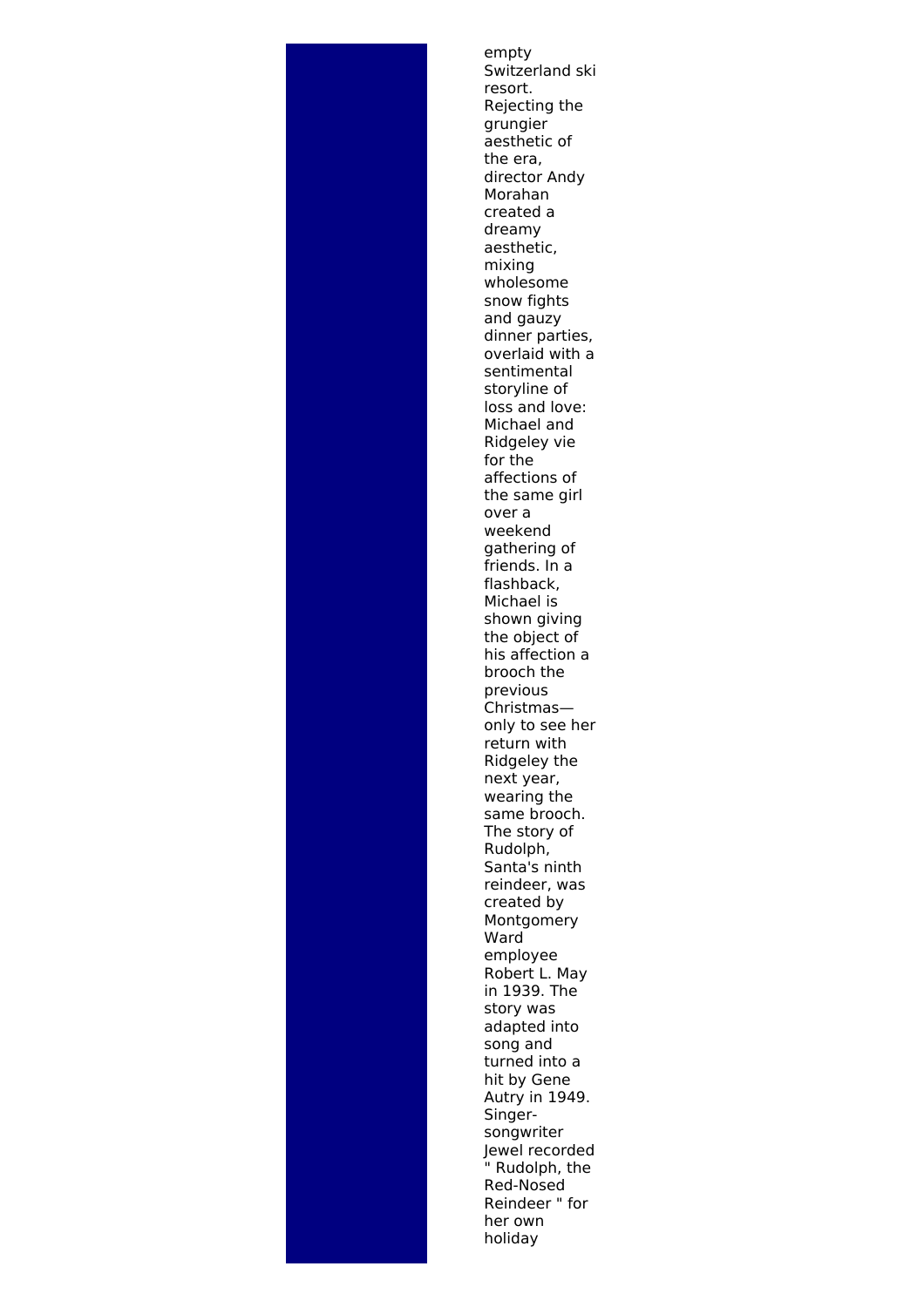empty Switzerland ski resort. Rejecting the grungier aesthetic of the era, director Andy Morahan created a dreamy aesthetic, mixing wholesome snow fights and gauzy dinner parties, overlaid with a sentimental storyline of loss and love: Michael and Ridgeley vie for the affections of the same girl over a weekend gathering of friends. In a flashback, Michael is shown giving the object of his affection a brooch the previous Christmas—only to see her return with Ridgeley the next year, wearing the same brooch. The story of Rudolph, Santa's ninth reindeer, was created by Montgomery Ward employee Robert L. May in 1939. The story was adapted into song and turned into a hit by Gene Autry in 1949. Singer-songwriter Jewel recorded " Rudolph, the Red-Nosed Reindeer " for her own holiday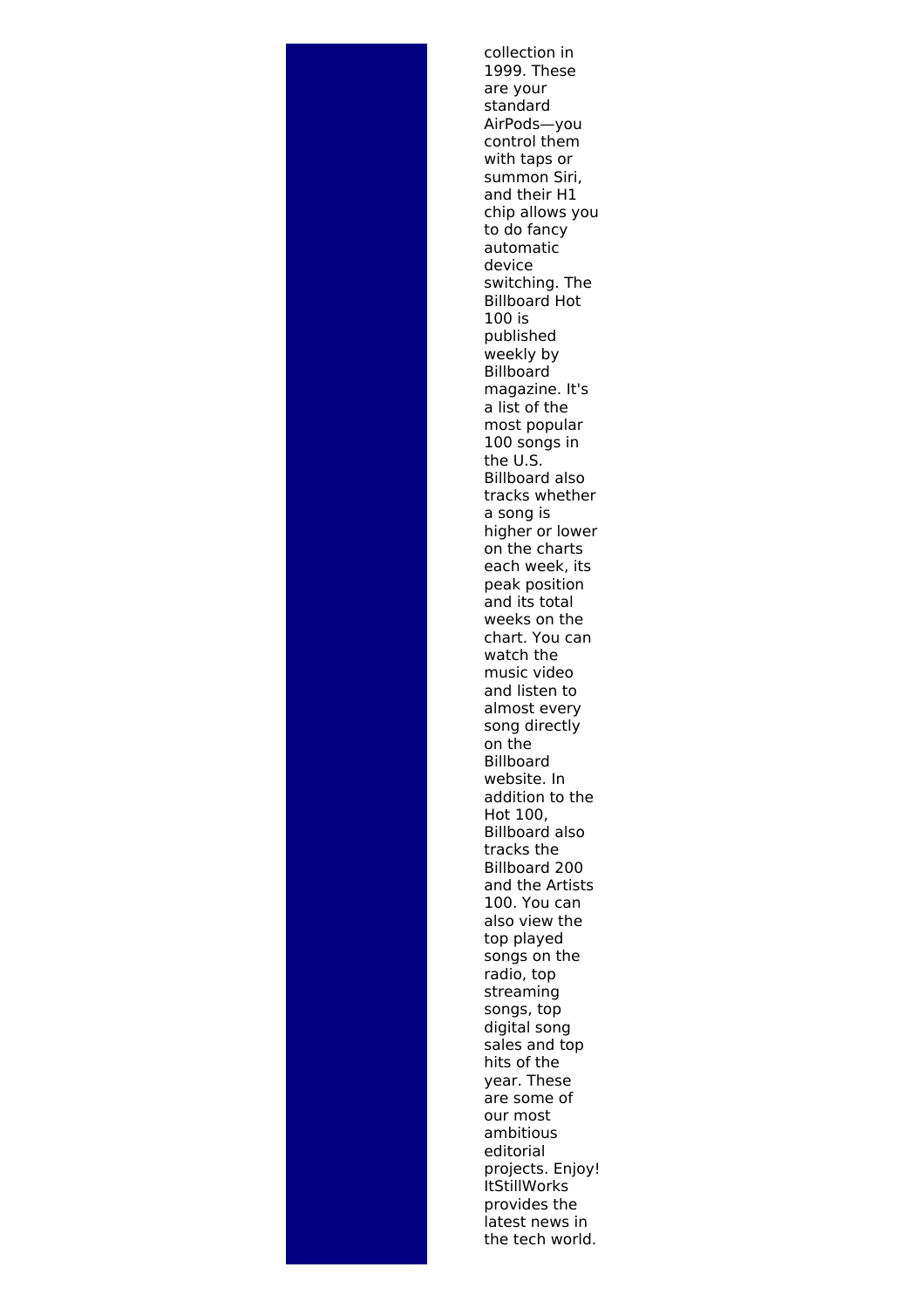collection in 1999. These are your standard AirPods—you control them with taps or summon Siri, and their H1 chip allows you to do fancy automatic device switching. The Billboard Hot 100 is published weekly by Billboard magazine. It's a list of the most popular 100 songs in the U.S. Billboard also tracks whether a song is higher or lower on the charts each week, its peak position and its total weeks on the chart. You can watch the music video and listen to almost every song directly on the Billboard website. In addition to the Hot 100, Billboard also tracks the Billboard 200 and the Artists 100. You can also view the top played songs on the radio, top streaming songs, top digital song sales and top hits of the year. These are some of our most ambitious editorial projects. Enjoy! ItStillWorks provides the latest news in the tech world.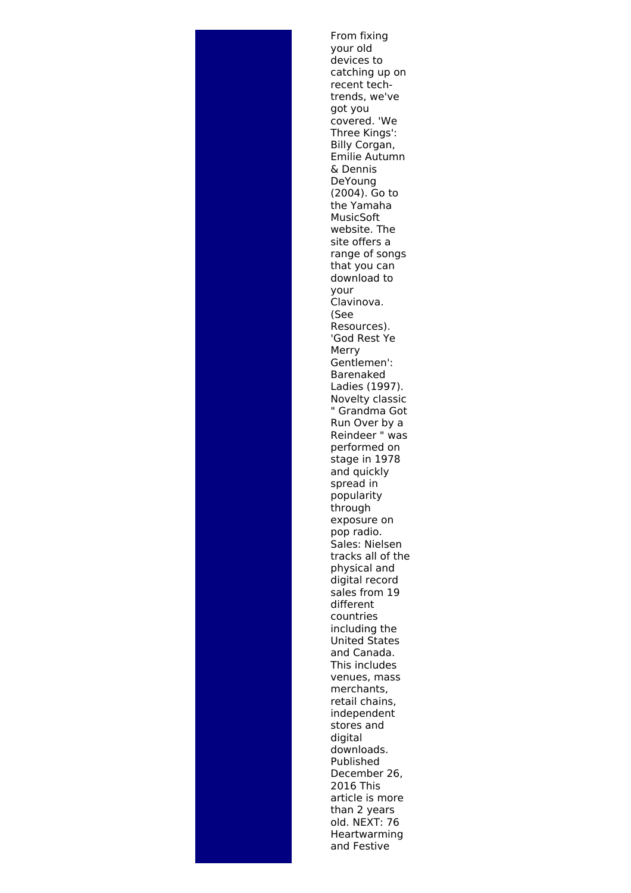From fixing your old devices to catching up on recent tech-trends, we've got you covered. 'We Three Kings': Billy Corgan, Emilie Autumn & Dennis DeYoung (2004). Go to the Yamaha MusicSoft website. The site offers a range of songs that you can download to your Clavinova. (See Resources). 'God Rest Ye Merry Gentlemen': Barenaked Ladies (1997). Novelty classic " Grandma Got Run Over by a Reindeer " was performed on stage in 1978 and quickly spread in popularity through exposure on pop radio. Sales: Nielsen tracks all of the physical and digital record sales from 19 different countries including the United States and Canada. This includes venues, mass merchants, retail chains, independent stores and digital downloads. Published December 26, 2016 This article is more than 2 years old. NEXT: 76 Heartwarming and Festive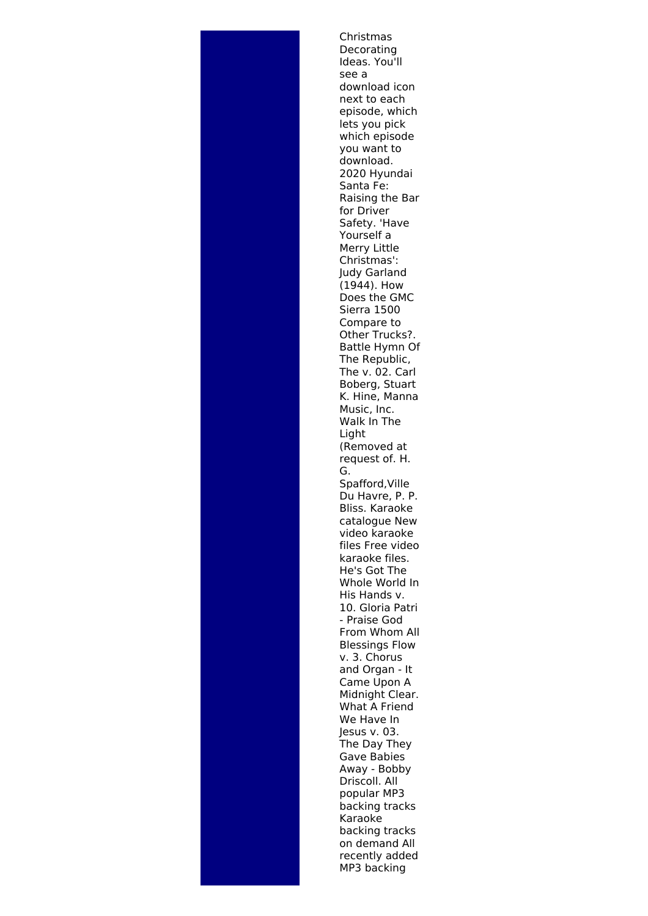Christmas Decorating Ideas. You'll see a download icon next to each episode, which lets you pick which episode you want to download. 2020 Hyundai Santa Fe: Raising the Bar for Driver Safety. 'Have Yourself a Merry Little Christmas': Judy Garland (1944). How Does the GMC Sierra 1500 Compare to Other Trucks?. Battle Hymn Of The Republic, The v. 02. Carl Boberg, Stuart K. Hine, Manna Music, Inc. Walk In The Light (Removed at request of. H. G. Spafford,Ville Du Havre, P. P. Bliss. Karaoke catalogue New video karaoke files Free video karaoke files. He's Got The Whole World In His Hands v. 10. Gloria Patri - Praise God From Whom All Blessings Flow v. 3. Chorus and Organ - It Came Upon A Midnight Clear. What A Friend We Have In Jesus v. 03. The Day They Gave Babies Away - Bobby Driscoll. All popular MP3 backing tracks Karaoke backing tracks on demand All recently added MP3 backing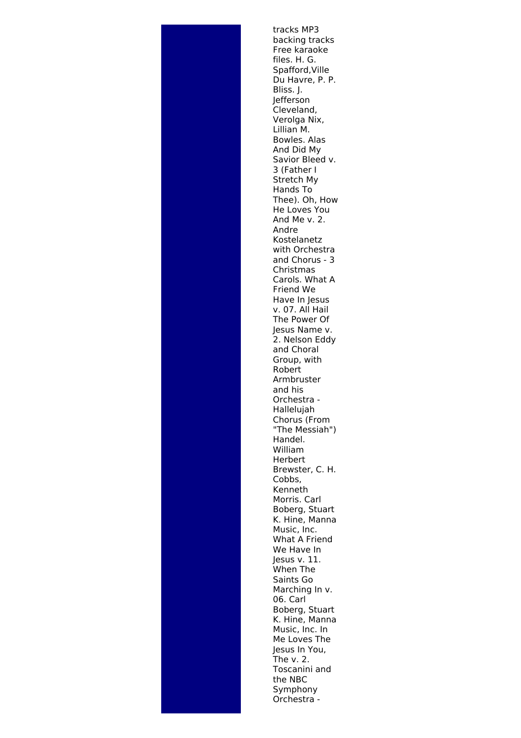tracks MP3 backing tracks Free karaoke files. H. G. Spafford,Ville Du Havre, P. P. Bliss. J. Jefferson Cleveland, Verolga Nix, Lillian M. Bowles. Alas And Did My Savior Bleed v. 3 (Father I Stretch My Hands To Thee). Oh, How He Loves You And Me v. 2. Andre Kostelanetz with Orchestra and Chorus - 3 Christmas Carols. What A Friend We Have In Jesus v. 07. All Hail The Power Of Jesus Name v. 2. Nelson Eddy and Choral Group, with Robert Armbruster and his Orchestra - Hallelujah Chorus (From "The Messiah") Handel. William Herbert Brewster, C. H. Cobbs, Kenneth Morris. Carl Boberg, Stuart K. Hine, Manna Music, Inc. What A Friend We Have In Jesus v. 11. When The Saints Go Marching In v. 06. Carl Boberg, Stuart K. Hine, Manna Music, Inc. In Me Loves The Jesus In You, The v. 2. Toscanini and the NBC Symphony Orchestra -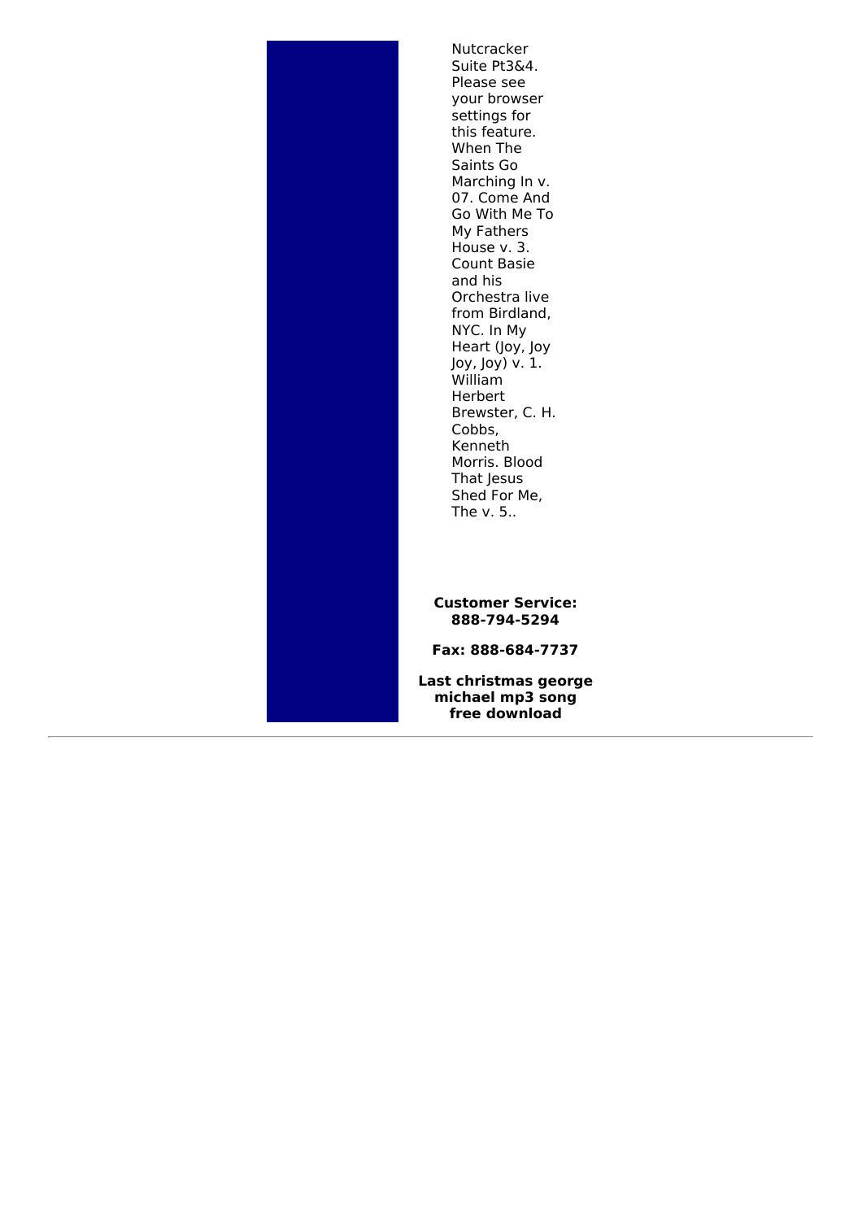Nutcracker Suite Pt3&4. Please see your browser settings for this feature. When The Saints Go Marching In v. 07. Come And Go With Me To My Fathers House v. 3. Count Basie and his Orchestra live from Birdland, NYC. In My Heart (Joy, Joy Joy, Joy) v. 1. William Herbert Brewster, C. H. Cobbs, Kenneth Morris. Blood That Jesus Shed For Me, The v. 5..

**Customer Service: 888-794-5294**

**Fax: 888-684-7737**

**Last christmas george michael mp3 song free download**

---